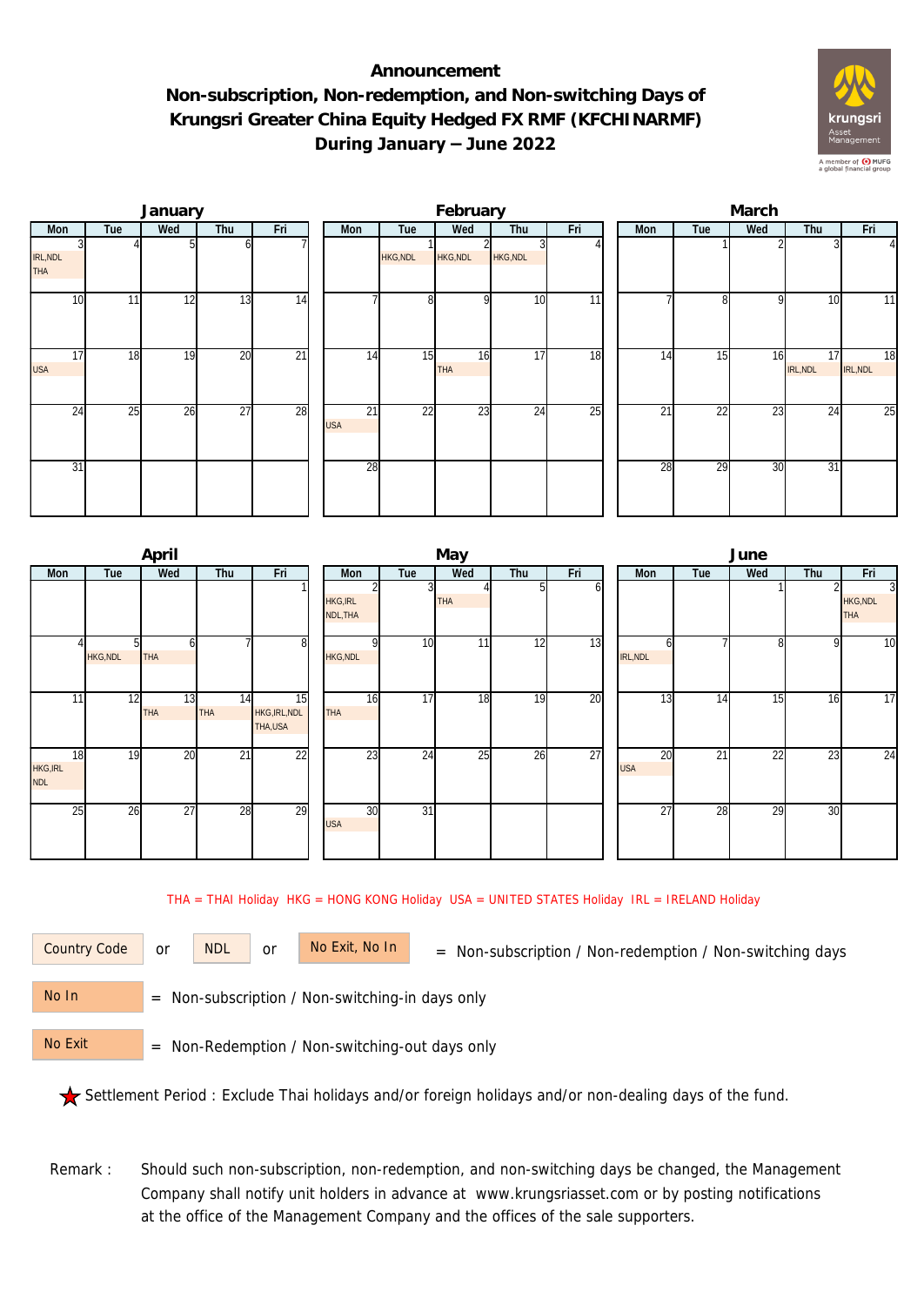# Announcement
## Non-subscription, Non-redemption, and Non-switching Days of Krungsri Greater China Equity Hedged FX RMF (KFCHINARMF) During January – June 2022

### January

| Mon | Tue | Wed | Thu | Fri |
|---|---|---|---|---|
| 3 IRL,NDL THA | 4 | 5 | 6 | 7 |
| 10 | 11 | 12 | 13 | 14 |
| 17 USA | 18 | 19 | 20 | 21 |
| 24 | 25 | 26 | 27 | 28 |
| 31 | | | | |

### February

| Mon | Tue | Wed | Thu | Fri |
|---|---|---|---|---|
| | 1 HKG,NDL | 2 HKG,NDL | 3 HKG,NDL | 4 |
| 7 | 8 | 9 | 10 | 11 |
| 14 | 15 | 16 THA | 17 | 18 |
| 21 USA | 22 | 23 | 24 | 25 |
| 28 | | | | |

### March

| Mon | Tue | Wed | Thu | Fri |
|---|---|---|---|---|
| | 1 | 2 | 3 | 4 |
| 7 | 8 | 9 | 10 | 11 |
| 14 | 15 | 16 | 17 IRL,NDL | 18 IRL,NDL |
| 21 | 22 | 23 | 24 | 25 |
| 28 | 29 | 30 | 31 | |

### April

| Mon | Tue | Wed | Thu | Fri |
|---|---|---|---|---|
| | | | | 1 |
| 4 | 5 HKG,NDL | 6 THA | 7 | 8 |
| 11 | 12 | 13 THA | 14 THA | 15 HKG,IRL,NDL THA,USA |
| 18 HKG,IRL NDL | 19 | 20 | 21 | 22 |
| 25 | 26 | 27 | 28 | 29 |

### May

| Mon | Tue | Wed | Thu | Fri |
|---|---|---|---|---|
| 2 HKG,IRL NDL,THA | 3 | 4 THA | 5 | 6 |
| 9 HKG,NDL | 10 | 11 | 12 | 13 |
| 16 THA | 17 | 18 | 19 | 20 |
| 23 | 24 | 25 | 26 | 27 |
| 30 USA | 31 | | | |

### June

| Mon | Tue | Wed | Thu | Fri |
|---|---|---|---|---|
| | | 1 | 2 | 3 HKG,NDL THA |
| 6 IRL,NDL | 7 | 8 | 9 | 10 |
| 13 | 14 | 15 | 16 | 17 |
| 20 USA | 21 | 22 | 23 | 24 |
| 27 | 28 | 29 | 30 | |

THA = THAI Holiday HKG = HONG KONG Holiday USA = UNITED STATES Holiday IRL = IRELAND Holiday

Country Code or NDL or No Exit, No In = Non-subscription / Non-redemption / Non-switching days

No In = Non-subscription / Non-switching-in days only

No Exit = Non-Redemption / Non-switching-out days only

★ Settlement Period : Exclude Thai holidays and/or foreign holidays and/or non-dealing days of the fund.

Remark : Should such non-subscription, non-redemption, and non-switching days be changed, the Management Company shall notify unit holders in advance at www.krungsriasset.com or by posting notifications at the office of the Management Company and the offices of the sale supporters.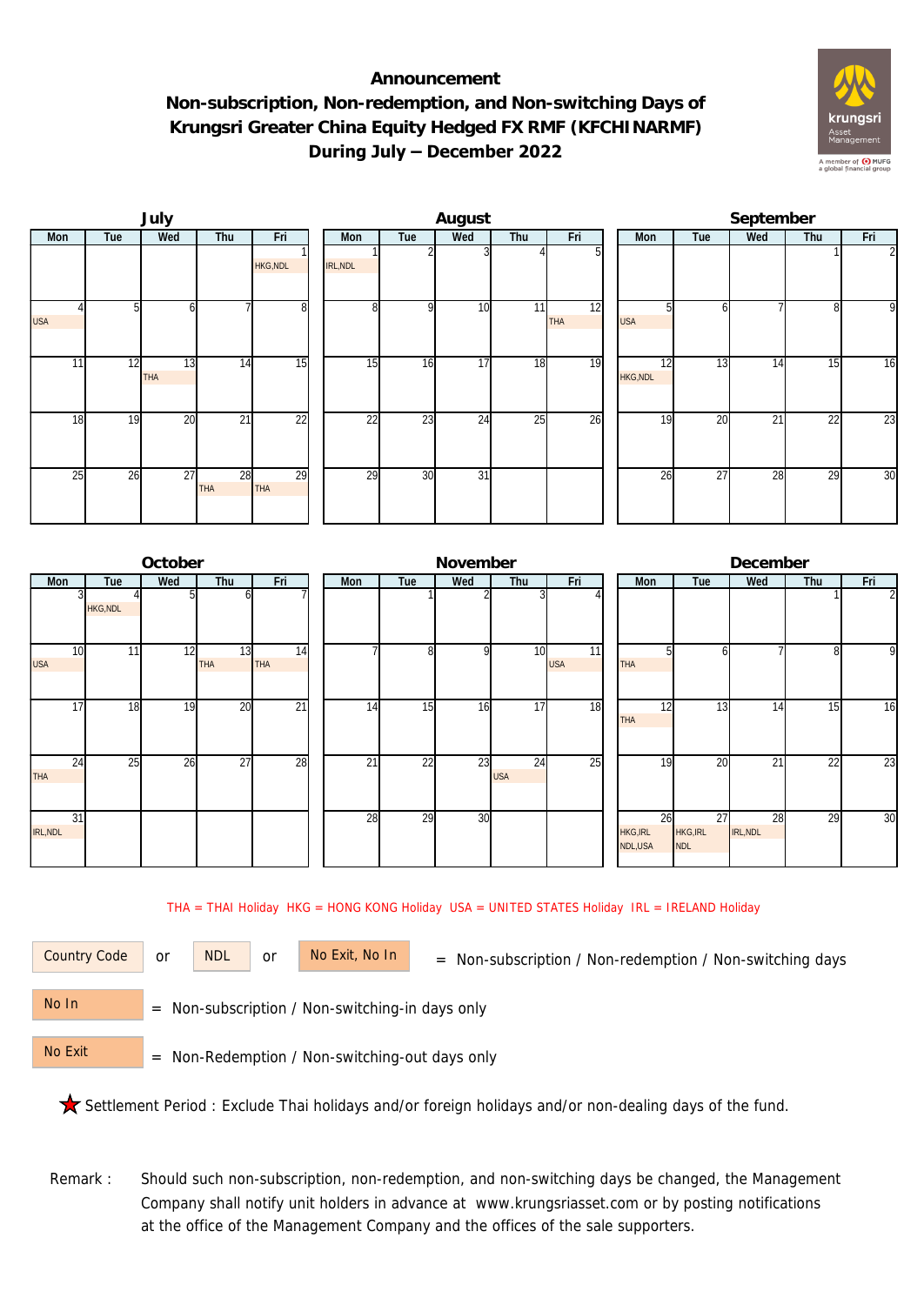**Announcement**

**Non-subscription, Non-redemption, and Non-switching Days of Krungsri Greater China Equity Hedged FX RMF (KFCHINARMF) During July – December 2022**

### July

| Mon | Tue | Wed | Thu | Fri |
|---|---|---|---|---|
| | | | | 1 HKG,NDL |
| 4 USA | 5 | 6 | 7 | 8 |
| 11 | 12 | 13 THA | 14 | 15 |
| 18 | 19 | 20 | 21 | 22 |
| 25 | 26 | 27 | 28 THA | 29 THA |

### August

| Mon | Tue | Wed | Thu | Fri |
|---|---|---|---|---|
| 1 IRL,NDL | 2 | 3 | 4 | 5 |
| 8 | 9 | 10 | 11 | 12 THA |
| 15 | 16 | 17 | 18 | 19 |
| 22 | 23 | 24 | 25 | 26 |
| 29 | 30 | 31 | | |

### September

| Mon | Tue | Wed | Thu | Fri |
|---|---|---|---|---|
| | | | 1 | 2 |
| 5 USA | 6 | 7 | 8 | 9 |
| 12 HKG,NDL | 13 | 14 | 15 | 16 |
| 19 | 20 | 21 | 22 | 23 |
| 26 | 27 | 28 | 29 | 30 |

### October

| Mon | Tue | Wed | Thu | Fri |
|---|---|---|---|---|
| 3 | 4 HKG,NDL | 5 | 6 | 7 |
| 10 USA | 11 | 12 | 13 THA | 14 THA |
| 17 | 18 | 19 | 20 | 21 |
| 24 THA | 25 | 26 | 27 | 28 |
| 31 IRL,NDL | | | | |

### November

| Mon | Tue | Wed | Thu | Fri |
|---|---|---|---|---|
| | 1 | 2 | 3 | 4 |
| 7 | 8 | 9 | 10 | 11 USA |
| 14 | 15 | 16 | 17 | 18 |
| 21 | 22 | 23 | 24 USA | 25 |
| 28 | 29 | 30 | | |

### December

| Mon | Tue | Wed | Thu | Fri |
|---|---|---|---|---|
| | | | 1 | 2 |
| 5 THA | 6 | 7 | 8 | 9 |
| 12 THA | 13 | 14 | 15 | 16 |
| 19 | 20 | 21 | 22 | 23 |
| 26 HKG,IRL NDL,USA | 27 HKG,IRL NDL | 28 IRL,NDL | 29 | 30 |

THA = THAI Holiday HKG = HONG KONG Holiday USA = UNITED STATES Holiday IRL = IRELAND Holiday

Country Code or NDL or No Exit, No In = Non-subscription / Non-redemption / Non-switching days

No In = Non-subscription / Non-switching-in days only

No Exit = Non-Redemption / Non-switching-out days only

★ Settlement Period : Exclude Thai holidays and/or foreign holidays and/or non-dealing days of the fund.

Remark : Should such non-subscription, non-redemption, and non-switching days be changed, the Management Company shall notify unit holders in advance at www.krungsriasset.com or by posting notifications at the office of the Management Company and the offices of the sale supporters.